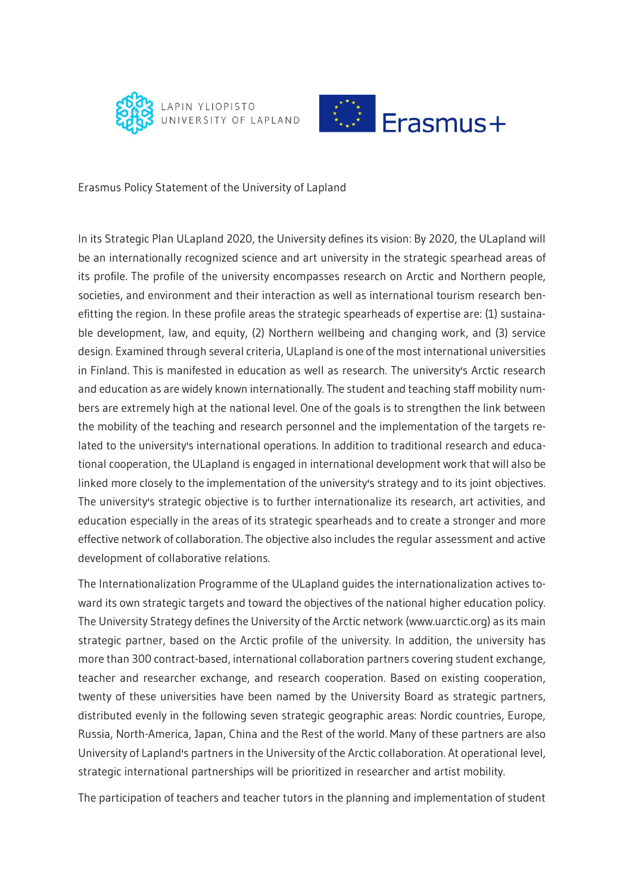LAPIN YLIOPISTO
UNIVERSITY OF LAPLAND

Erasmus+

Erasmus Policy Statement of the University of Lapland

In its Strategic Plan ULapland 2020, the University defines its vision: By 2020, the ULapland will be an internationally recognized science and art university in the strategic spearhead areas of its profile. The profile of the university encompasses research on Arctic and Northern people, societies, and environment and their interaction as well as international tourism research benefitting the region. In these profile areas the strategic spearheads of expertise are: (1) sustainable development, law, and equity, (2) Northern wellbeing and changing work, and (3) service design. Examined through several criteria, ULapland is one of the most international universities in Finland. This is manifested in education as well as research. The university's Arctic research and education as are widely known internationally. The student and teaching staff mobility numbers are extremely high at the national level. One of the goals is to strengthen the link between the mobility of the teaching and research personnel and the implementation of the targets related to the university's international operations. In addition to traditional research and educational cooperation, the ULapland is engaged in international development work that will also be linked more closely to the implementation of the university's strategy and to its joint objectives. The university's strategic objective is to further internationalize its research, art activities, and education especially in the areas of its strategic spearheads and to create a stronger and more effective network of collaboration. The objective also includes the regular assessment and active development of collaborative relations.

The Internationalization Programme of the ULapland guides the internationalization actives toward its own strategic targets and toward the objectives of the national higher education policy. The University Strategy defines the University of the Arctic network (www.uarctic.org) as its main strategic partner, based on the Arctic profile of the university. In addition, the university has more than 300 contract-based, international collaboration partners covering student exchange, teacher and researcher exchange, and research cooperation. Based on existing cooperation, twenty of these universities have been named by the University Board as strategic partners, distributed evenly in the following seven strategic geographic areas: Nordic countries, Europe, Russia, North-America, Japan, China and the Rest of the world. Many of these partners are also University of Lapland's partners in the University of the Arctic collaboration. At operational level, strategic international partnerships will be prioritized in researcher and artist mobility.

The participation of teachers and teacher tutors in the planning and implementation of student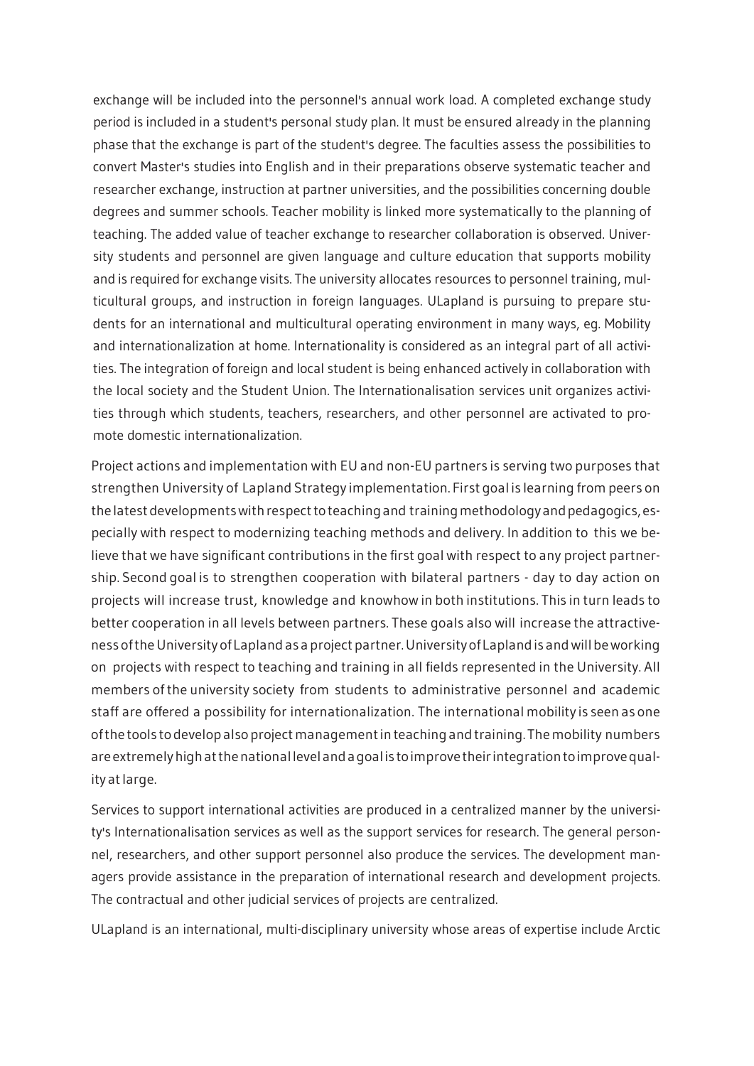exchange will be included into the personnel's annual work load. A completed exchange study period is included in a student's personal study plan. It must be ensured already in the planning phase that the exchange is part of the student's degree. The faculties assess the possibilities to convert Master's studies into English and in their preparations observe systematic teacher and researcher exchange, instruction at partner universities, and the possibilities concerning double degrees and summer schools. Teacher mobility is linked more systematically to the planning of teaching. The added value of teacher exchange to researcher collaboration is observed. University students and personnel are given language and culture education that supports mobility and is required for exchange visits. The university allocates resources to personnel training, multicultural groups, and instruction in foreign languages. ULapland is pursuing to prepare students for an international and multicultural operating environment in many ways, eg. Mobility and internationalization at home. Internationality is considered as an integral part of all activities. The integration of foreign and local student is being enhanced actively in collaboration with the local society and the Student Union. The Internationalisation services unit organizes activities through which students, teachers, researchers, and other personnel are activated to promote domestic internationalization.

Project actions and implementation with EU and non-EU partners is serving two purposes that strengthen University of Lapland Strategy implementation. First goal is learning from peers on the latest developments with respect to teaching and training methodology and pedagogics, especially with respect to modernizing teaching methods and delivery. In addition to this we believe that we have significant contributions in the first goal with respect to any project partnership. Second goal is to strengthen cooperation with bilateral partners - day to day action on projects will increase trust, knowledge and knowhow in both institutions. This in turn leads to better cooperation in all levels between partners. These goals also will increase the attractiveness of the University of Lapland as a project partner. University of Lapland is and will be working on projects with respect to teaching and training in all fields represented in the University. All members of the university society from students to administrative personnel and academic staff are offered a possibility for internationalization. The international mobility is seen as one of the tools to develop also project management in teaching and training. The mobility numbers are extremely high at the national level and a goal is to improve their integration to improve quality at large.

Services to support international activities are produced in a centralized manner by the university's Internationalisation services as well as the support services for research. The general personnel, researchers, and other support personnel also produce the services. The development managers provide assistance in the preparation of international research and development projects. The contractual and other judicial services of projects are centralized.

ULapland is an international, multi-disciplinary university whose areas of expertise include Arctic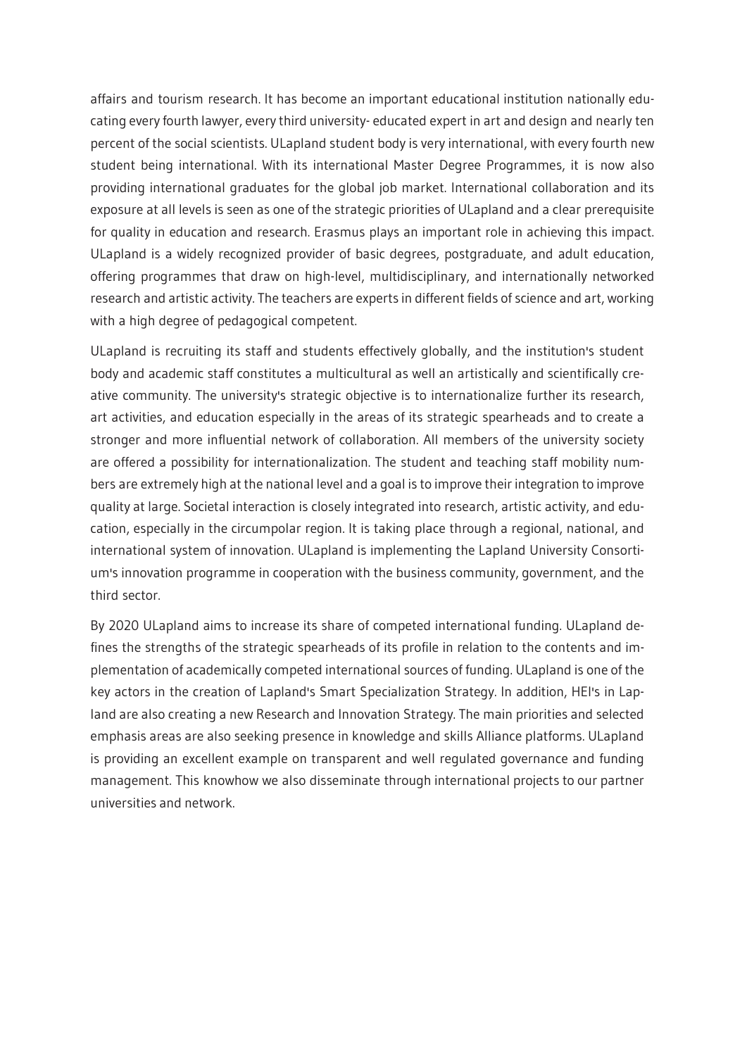affairs and tourism research. It has become an important educational institution nationally educating every fourth lawyer, every third university- educated expert in art and design and nearly ten percent of the social scientists. ULapland student body is very international, with every fourth new student being international. With its international Master Degree Programmes, it is now also providing international graduates for the global job market. International collaboration and its exposure at all levels is seen as one of the strategic priorities of ULapland and a clear prerequisite for quality in education and research. Erasmus plays an important role in achieving this impact. ULapland is a widely recognized provider of basic degrees, postgraduate, and adult education, offering programmes that draw on high-level, multidisciplinary, and internationally networked research and artistic activity. The teachers are experts in different fields of science and art, working with a high degree of pedagogical competent.

ULapland is recruiting its staff and students effectively globally, and the institution's student body and academic staff constitutes a multicultural as well an artistically and scientifically creative community. The university's strategic objective is to internationalize further its research, art activities, and education especially in the areas of its strategic spearheads and to create a stronger and more influential network of collaboration. All members of the university society are offered a possibility for internationalization. The student and teaching staff mobility numbers are extremely high at the national level and a goal is to improve their integration to improve quality at large. Societal interaction is closely integrated into research, artistic activity, and education, especially in the circumpolar region. It is taking place through a regional, national, and international system of innovation. ULapland is implementing the Lapland University Consortium's innovation programme in cooperation with the business community, government, and the third sector.

By 2020 ULapland aims to increase its share of competed international funding. ULapland defines the strengths of the strategic spearheads of its profile in relation to the contents and implementation of academically competed international sources of funding. ULapland is one of the key actors in the creation of Lapland's Smart Specialization Strategy. In addition, HEI's in Lapland are also creating a new Research and Innovation Strategy. The main priorities and selected emphasis areas are also seeking presence in knowledge and skills Alliance platforms. ULapland is providing an excellent example on transparent and well regulated governance and funding management. This knowhow we also disseminate through international projects to our partner universities and network.